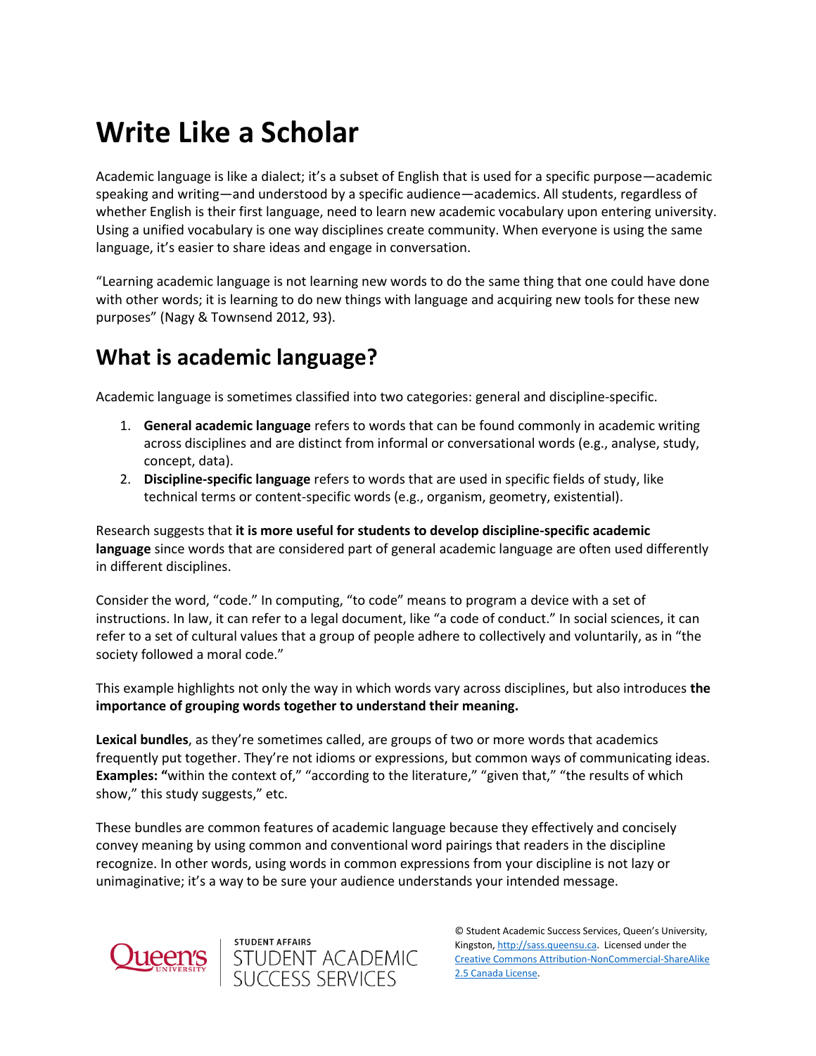# Write Like a Scholar

Academic language is like a dialect; it's a subset of English that is used for a specific purpose—academic speaking and writing—and understood by a specific audience—academics. All students, regardless of whether English is their first language, need to learn new academic vocabulary upon entering university. Using a unified vocabulary is one way disciplines create community. When everyone is using the same language, it's easier to share ideas and engage in conversation.

"Learning academic language is not learning new words to do the same thing that one could have done with other words; it is learning to do new things with language and acquiring new tools for these new purposes" (Nagy & Townsend 2012, 93).

## What is academic language?

Academic language is sometimes classified into two categories: general and discipline-specific.

1. **General academic language** refers to words that can be found commonly in academic writing across disciplines and are distinct from informal or conversational words (e.g., analyse, study, concept, data).
2. **Discipline-specific language** refers to words that are used in specific fields of study, like technical terms or content-specific words (e.g., organism, geometry, existential).

Research suggests that **it is more useful for students to develop discipline-specific academic language** since words that are considered part of general academic language are often used differently in different disciplines.

Consider the word, "code." In computing, "to code" means to program a device with a set of instructions. In law, it can refer to a legal document, like "a code of conduct." In social sciences, it can refer to a set of cultural values that a group of people adhere to collectively and voluntarily, as in "the society followed a moral code."

This example highlights not only the way in which words vary across disciplines, but also introduces **the importance of grouping words together to understand their meaning.**

**Lexical bundles**, as they're sometimes called, are groups of two or more words that academics frequently put together. They're not idioms or expressions, but common ways of communicating ideas. **Examples: "**within the context of," "according to the literature," "given that," "the results of which show," this study suggests," etc.

These bundles are common features of academic language because they effectively and concisely convey meaning by using common and conventional word pairings that readers in the discipline recognize. In other words, using words in common expressions from your discipline is not lazy or unimaginative; it's a way to be sure your audience understands your intended message.

Queen's University | STUDENT AFFAIRS STUDENT ACADEMIC SUCCESS SERVICES

© Student Academic Success Services, Queen's University, Kingston, http://sass.queensu.ca. Licensed under the Creative Commons Attribution-NonCommercial-ShareAlike 2.5 Canada License.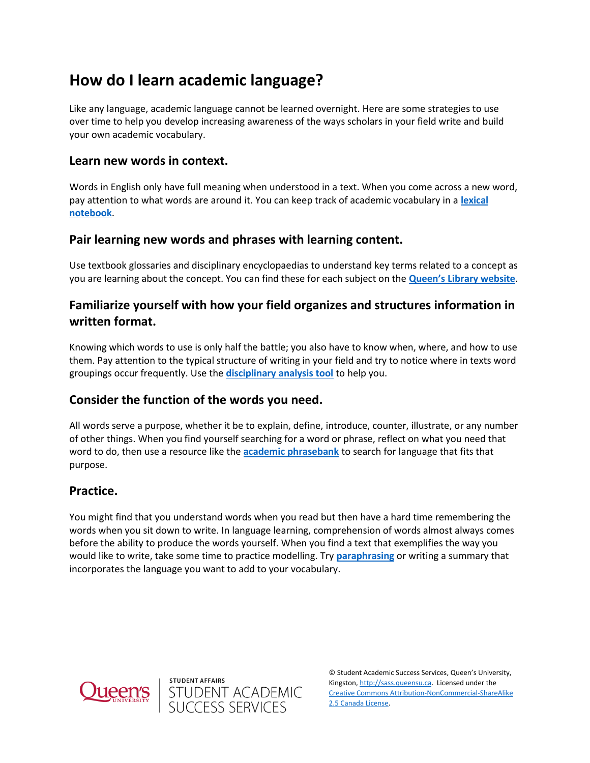# How do I learn academic language?

Like any language, academic language cannot be learned overnight. Here are some strategies to use over time to help you develop increasing awareness of the ways scholars in your field write and build your own academic vocabulary.

## Learn new words in context.

Words in English only have full meaning when understood in a text. When you come across a new word, pay attention to what words are around it. You can keep track of academic vocabulary in a **lexical notebook**.

## Pair learning new words and phrases with learning content.

Use textbook glossaries and disciplinary encyclopaedias to understand key terms related to a concept as you are learning about the concept. You can find these for each subject on the **Queen's Library website**.

## Familiarize yourself with how your field organizes and structures information in written format.

Knowing which words to use is only half the battle; you also have to know when, where, and how to use them. Pay attention to the typical structure of writing in your field and try to notice where in texts word groupings occur frequently. Use the **disciplinary analysis tool** to help you.

## Consider the function of the words you need.

All words serve a purpose, whether it be to explain, define, introduce, counter, illustrate, or any number of other things. When you find yourself searching for a word or phrase, reflect on what you need that word to do, then use a resource like the **academic phrasebank** to search for language that fits that purpose.

## Practice.

You might find that you understand words when you read but then have a hard time remembering the words when you sit down to write. In language learning, comprehension of words almost always comes before the ability to produce the words yourself. When you find a text that exemplifies the way you would like to write, take some time to practice modelling. Try **paraphrasing** or writing a summary that incorporates the language you want to add to your vocabulary.

© Student Academic Success Services, Queen's University, Kingston, http://sass.queensu.ca. Licensed under the Creative Commons Attribution-NonCommercial-ShareAlike 2.5 Canada License.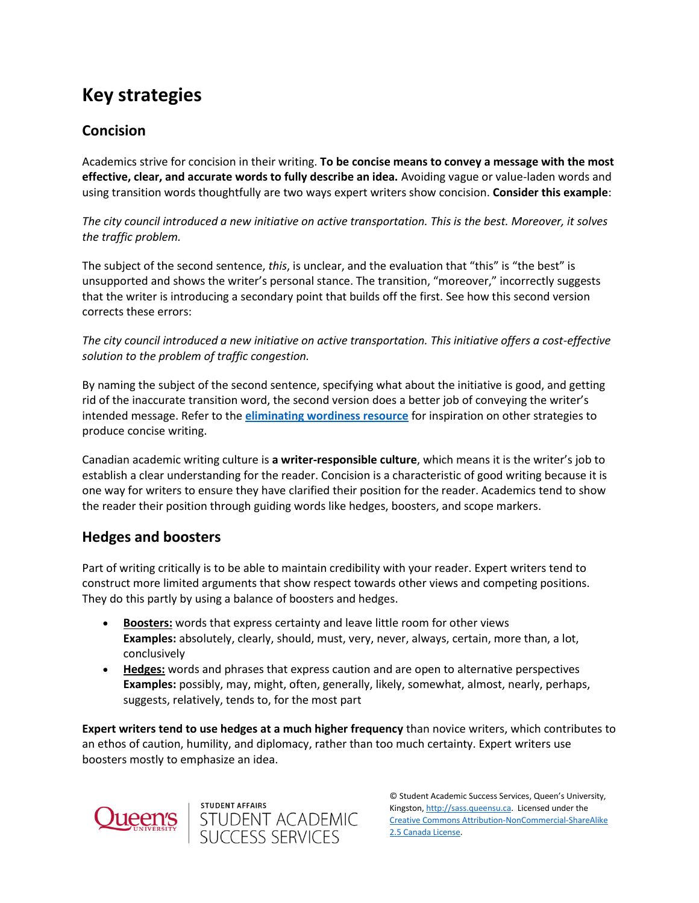# Key strategies

## Concision

Academics strive for concision in their writing. **To be concise means to convey a message with the most effective, clear, and accurate words to fully describe an idea.** Avoiding vague or value-laden words and using transition words thoughtfully are two ways expert writers show concision. **Consider this example**:

*The city council introduced a new initiative on active transportation. This is the best. Moreover, it solves the traffic problem.*

The subject of the second sentence, *this*, is unclear, and the evaluation that "this" is "the best" is unsupported and shows the writer's personal stance. The transition, "moreover," incorrectly suggests that the writer is introducing a secondary point that builds off the first. See how this second version corrects these errors:

*The city council introduced a new initiative on active transportation. This initiative offers a cost-effective solution to the problem of traffic congestion.*

By naming the subject of the second sentence, specifying what about the initiative is good, and getting rid of the inaccurate transition word, the second version does a better job of conveying the writer's intended message. Refer to the **eliminating wordiness resource** for inspiration on other strategies to produce concise writing.

Canadian academic writing culture is **a writer-responsible culture**, which means it is the writer's job to establish a clear understanding for the reader. Concision is a characteristic of good writing because it is one way for writers to ensure they have clarified their position for the reader. Academics tend to show the reader their position through guiding words like hedges, boosters, and scope markers.

## Hedges and boosters

Part of writing critically is to be able to maintain credibility with your reader. Expert writers tend to construct more limited arguments that show respect towards other views and competing positions. They do this partly by using a balance of boosters and hedges.

- **Boosters:** words that express certainty and leave little room for other views
  **Examples:** absolutely, clearly, should, must, very, never, always, certain, more than, a lot, conclusively
- **Hedges:** words and phrases that express caution and are open to alternative perspectives
  **Examples:** possibly, may, might, often, generally, likely, somewhat, almost, nearly, perhaps, suggests, relatively, tends to, for the most part

**Expert writers tend to use hedges at a much higher frequency** than novice writers, which contributes to an ethos of caution, humility, and diplomacy, rather than too much certainty. Expert writers use boosters mostly to emphasize an idea.

© Student Academic Success Services, Queen's University, Kingston, http://sass.queensu.ca. Licensed under the Creative Commons Attribution-NonCommercial-ShareAlike 2.5 Canada License.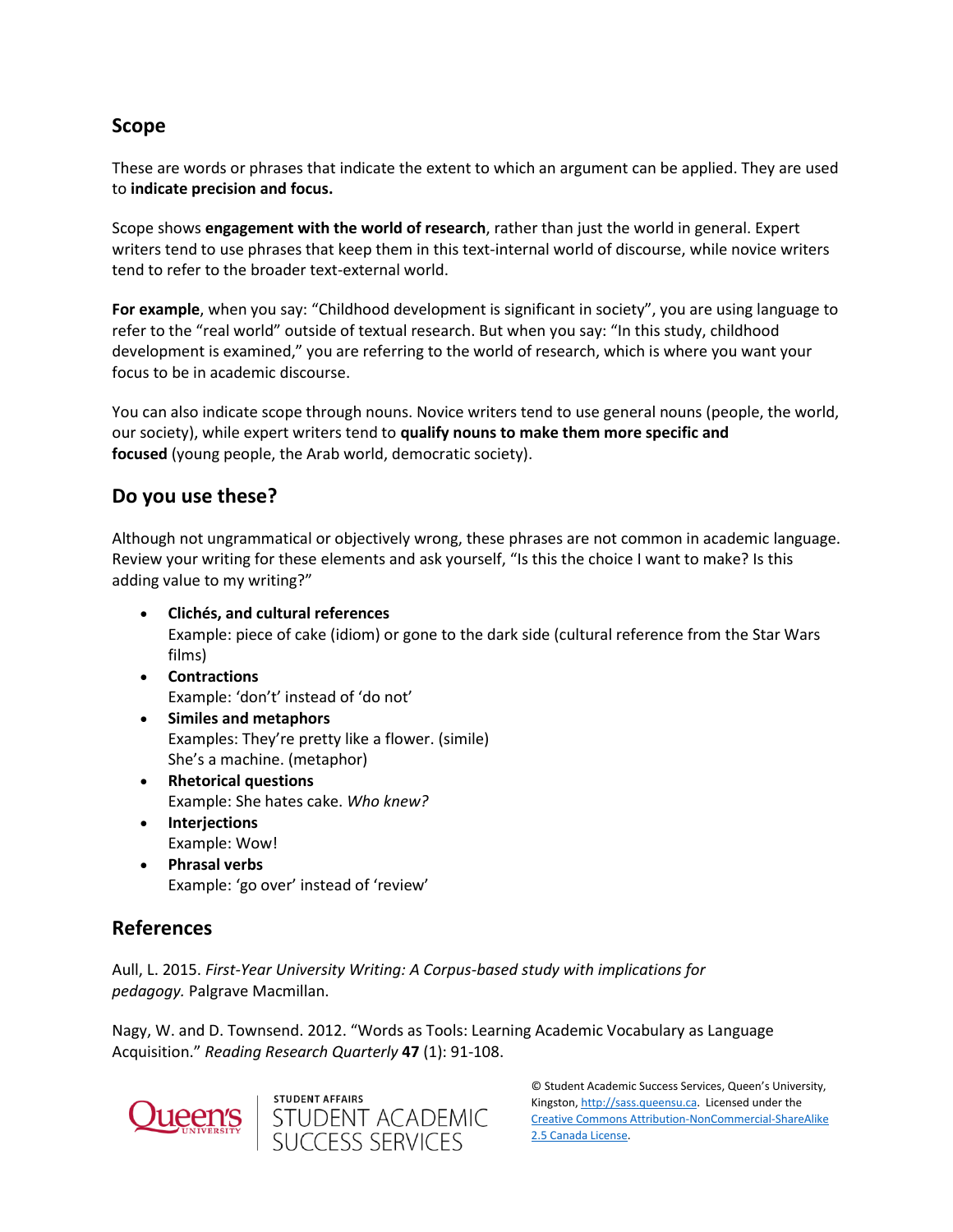## Scope

These are words or phrases that indicate the extent to which an argument can be applied. They are used to **indicate precision and focus.**

Scope shows **engagement with the world of research**, rather than just the world in general. Expert writers tend to use phrases that keep them in this text-internal world of discourse, while novice writers tend to refer to the broader text-external world.

**For example**, when you say: "Childhood development is significant in society", you are using language to refer to the "real world" outside of textual research. But when you say: "In this study, childhood development is examined," you are referring to the world of research, which is where you want your focus to be in academic discourse.

You can also indicate scope through nouns. Novice writers tend to use general nouns (people, the world, our society), while expert writers tend to **qualify nouns to make them more specific and focused** (young people, the Arab world, democratic society).

## Do you use these?

Although not ungrammatical or objectively wrong, these phrases are not common in academic language. Review your writing for these elements and ask yourself, "Is this the choice I want to make? Is this adding value to my writing?"

- **Clichés, and cultural references**
  Example: piece of cake (idiom) or gone to the dark side (cultural reference from the Star Wars films)
- **Contractions**
  Example: 'don't' instead of 'do not'
- **Similes and metaphors**
  Examples: They're pretty like a flower. (simile)
  She's a machine. (metaphor)
- **Rhetorical questions**
  Example: She hates cake. *Who knew?*
- **Interjections**
  Example: Wow!
- **Phrasal verbs**
  Example: 'go over' instead of 'review'

## References

Aull, L. 2015. *First-Year University Writing: A Corpus-based study with implications for pedagogy.* Palgrave Macmillan.

Nagy, W. and D. Townsend. 2012. "Words as Tools: Learning Academic Vocabulary as Language Acquisition." *Reading Research Quarterly* **47** (1): 91-108.

Queen's University | STUDENT AFFAIRS STUDENT ACADEMIC SUCCESS SERVICES

© Student Academic Success Services, Queen's University, Kingston, http://sass.queensu.ca. Licensed under the Creative Commons Attribution-NonCommercial-ShareAlike 2.5 Canada License.